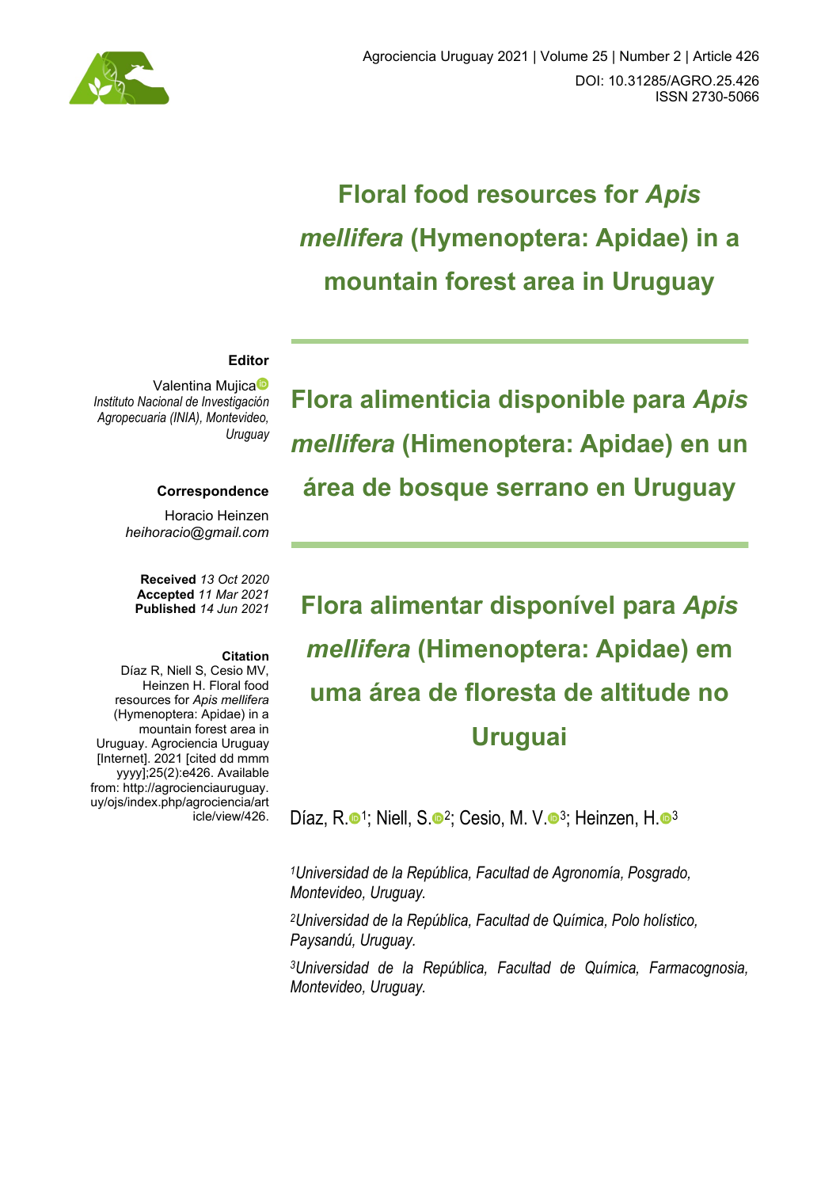# Floral food resources for *Apis mellifera* (Hymenoptera: Apidae) in a mountain forest area in Uruguay

# Flora alimenticia disponible para *Apis mellifera* (Himenoptera: Apidae) en un área de bosque serrano en Uruguay

# Flora alimentar disponível para *Apis mellifera* (Himenoptera: Apidae) em uma área de floresta de altitude no Uruguai

Díaz, R.[1]; Niell, S.[2]; Cesio, M. V.[3]; Heinzen, H.[3]

[1]*Universidad de la República, Facultad de Agronomía, Posgrado, Montevideo, Uruguay.*

[2]*Universidad de la República, Facultad de Química, Polo holístico, Paysandú, Uruguay.*

[3]*Universidad de la República, Facultad de Química, Farmacognosia, Montevideo, Uruguay.*

**Editor**

Valentina Mujica
*Instituto Nacional de Investigación Agropecuaria (INIA), Montevideo, Uruguay*

**Correspondence**

Horacio Heinzen
*heihoracio@gmail.com*

**Received** *13 Oct 2020*
**Accepted** *11 Mar 2021*
**Published** *14 Jun 2021*

**Citation**

Díaz R, Niell S, Cesio MV, Heinzen H. Floral food resources for *Apis mellifera* (Hymenoptera: Apidae) in a mountain forest area in Uruguay. Agrociencia Uruguay [Internet]. 2021 [cited dd mmm yyyy];25(2):e426. Available from: http://agrocienciauruguay.uy/ojs/index.php/agrociencia/article/view/426.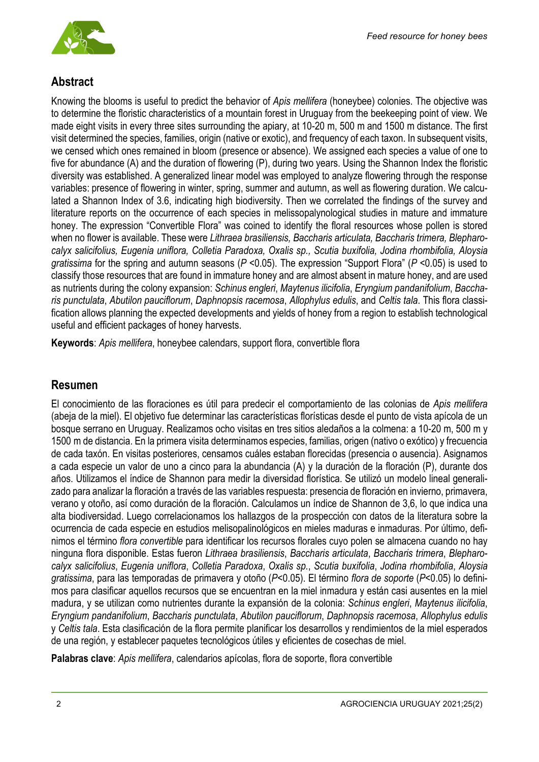## Abstract

Knowing the blooms is useful to predict the behavior of *Apis mellifera* (honeybee) colonies. The objective was to determine the floristic characteristics of a mountain forest in Uruguay from the beekeeping point of view. We made eight visits in every three sites surrounding the apiary, at 10-20 m, 500 m and 1500 m distance. The first visit determined the species, families, origin (native or exotic), and frequency of each taxon. In subsequent visits, we censed which ones remained in bloom (presence or absence). We assigned each species a value of one to five for abundance (A) and the duration of flowering (P), during two years. Using the Shannon Index the floristic diversity was established. A generalized linear model was employed to analyze flowering through the response variables: presence of flowering in winter, spring, summer and autumn, as well as flowering duration. We calculated a Shannon Index of 3.6, indicating high biodiversity. Then we correlated the findings of the survey and literature reports on the occurrence of each species in melissopalynological studies in mature and immature honey. The expression "Convertible Flora" was coined to identify the floral resources whose pollen is stored when no flower is available. These were *Lithraea brasiliensis, Baccharis articulata, Baccharis trimera, Blepharocalyx salicifolius, Eugenia uniflora, Colletia Paradoxa, Oxalis sp., Scutia buxifolia, Jodina rhombifolia, Aloysia gratissima* for the spring and autumn seasons ($P$ <0.05). The expression "Support Flora" ($P$ <0.05) is used to classify those resources that are found in immature honey and are almost absent in mature honey, and are used as nutrients during the colony expansion: *Schinus engleri*, *Maytenus ilicifolia*, *Eryngium pandanifolium*, *Baccharis punctulata*, *Abutilon pauciflorum*, *Daphnopsis racemosa*, *Allophylus edulis*, and *Celtis tala*. This flora classification allows planning the expected developments and yields of honey from a region to establish technological useful and efficient packages of honey harvests.

**Keywords**: *Apis mellifera*, honeybee calendars, support flora, convertible flora

## Resumen

El conocimiento de las floraciones es útil para predecir el comportamiento de las colonias de *Apis mellifera* (abeja de la miel). El objetivo fue determinar las características florísticas desde el punto de vista apícola de un bosque serrano en Uruguay. Realizamos ocho visitas en tres sitios aledaños a la colmena: a 10-20 m, 500 m y 1500 m de distancia. En la primera visita determinamos especies, familias, origen (nativo o exótico) y frecuencia de cada taxón. En visitas posteriores, censamos cuáles estaban florecidas (presencia o ausencia). Asignamos a cada especie un valor de uno a cinco para la abundancia (A) y la duración de la floración (P), durante dos años. Utilizamos el índice de Shannon para medir la diversidad florística. Se utilizó un modelo lineal generalizado para analizar la floración a través de las variables respuesta: presencia de floración en invierno, primavera, verano y otoño, así como duración de la floración. Calculamos un índice de Shannon de 3,6, lo que indica una alta biodiversidad. Luego correlacionamos los hallazgos de la prospección con datos de la literatura sobre la ocurrencia de cada especie en estudios melisopalinológicos en mieles maduras e inmaduras. Por último, definimos el término *flora convertible* para identificar los recursos florales cuyo polen se almacena cuando no hay ninguna flora disponible. Estas fueron *Lithraea brasiliensis*, *Baccharis articulata*, *Baccharis trimera*, *Blepharocalyx salicifolius*, *Eugenia uniflora*, *Colletia Paradoxa*, *Oxalis sp.*, *Scutia buxifolia*, *Jodina rhombifolia*, *Aloysia gratissima*, para las temporadas de primavera y otoño ($P$<0.05). El término *flora de soporte* ($P$<0.05) lo definimos para clasificar aquellos recursos que se encuentran en la miel inmadura y están casi ausentes en la miel madura, y se utilizan como nutrientes durante la expansión de la colonia: *Schinus engleri*, *Maytenus ilicifolia*, *Eryngium pandanifolium*, *Baccharis punctulata*, *Abutilon pauciflorum*, *Daphnopsis racemosa*, *Allophylus edulis* y *Celtis tala*. Esta clasificación de la flora permite planificar los desarrollos y rendimientos de la miel esperados de una región, y establecer paquetes tecnológicos útiles y eficientes de cosechas de miel.

**Palabras clave**: *Apis mellifera*, calendarios apícolas, flora de soporte, flora convertible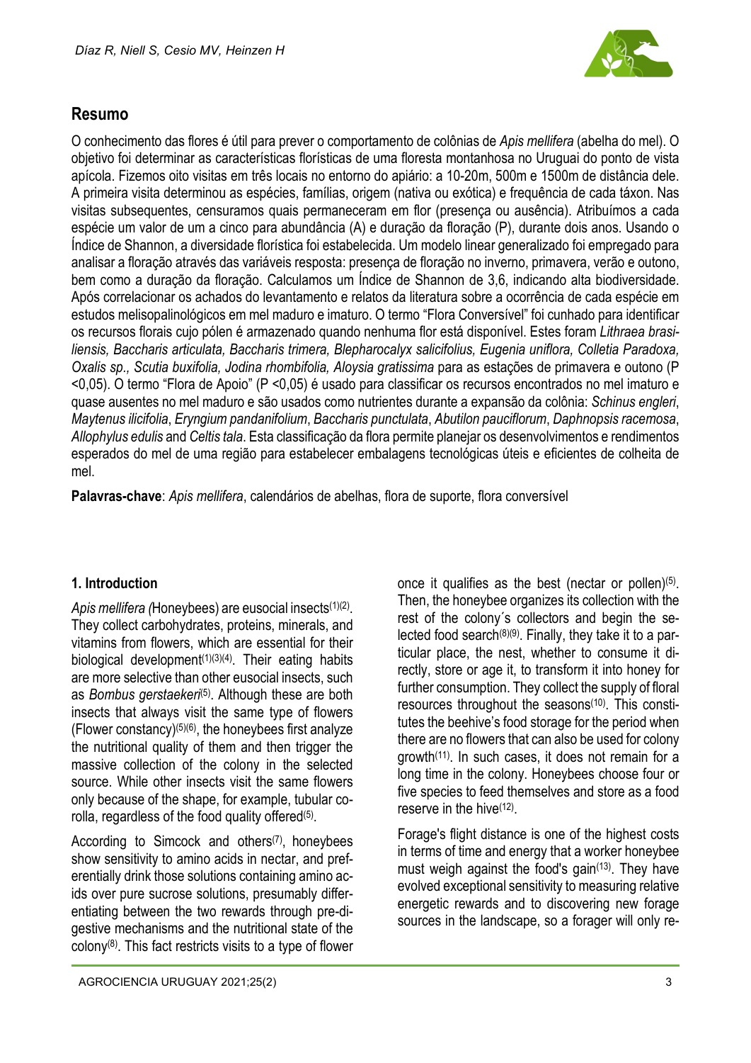## Resumo

O conhecimento das flores é útil para prever o comportamento de colônias de *Apis mellifera* (abelha do mel). O objetivo foi determinar as características florísticas de uma floresta montanhosa no Uruguai do ponto de vista apícola. Fizemos oito visitas em três locais no entorno do apiário: a 10-20m, 500m e 1500m de distância dele. A primeira visita determinou as espécies, famílias, origem (nativa ou exótica) e frequência de cada táxon. Nas visitas subsequentes, censuramos quais permaneceram em flor (presença ou ausência). Atribuímos a cada espécie um valor de um a cinco para abundância (A) e duração da floração (P), durante dois anos. Usando o Índice de Shannon, a diversidade florística foi estabelecida. Um modelo linear generalizado foi empregado para analisar a floração através das variáveis resposta: presença de floração no inverno, primavera, verão e outono, bem como a duração da floração. Calculamos um Índice de Shannon de 3,6, indicando alta biodiversidade. Após correlacionar os achados do levantamento e relatos da literatura sobre a ocorrência de cada espécie em estudos melisopalinológicos em mel maduro e imaturo. O termo "Flora Conversível" foi cunhado para identificar os recursos florais cujo pólen é armazenado quando nenhuma flor está disponível. Estes foram *Lithraea brasiliensis, Baccharis articulata, Baccharis trimera, Blepharocalyx salicifolius, Eugenia uniflora, Colletia Paradoxa, Oxalis sp., Scutia buxifolia, Jodina rhombifolia, Aloysia gratissima* para as estações de primavera e outono (P <0,05). O termo "Flora de Apoio" (P <0,05) é usado para classificar os recursos encontrados no mel imaturo e quase ausentes no mel maduro e são usados como nutrientes durante a expansão da colônia: *Schinus engleri*, *Maytenus ilicifolia*, *Eryngium pandanifolium*, *Baccharis punctulata*, *Abutilon pauciflorum*, *Daphnopsis racemosa*, *Allophylus edulis* and *Celtis tala*. Esta classificação da flora permite planejar os desenvolvimentos e rendimentos esperados do mel de uma região para estabelecer embalagens tecnológicas úteis e eficientes de colheita de mel.

**Palavras-chave**: *Apis mellifera*, calendários de abelhas, flora de suporte, flora conversível

### 1. Introduction

*Apis mellifera (*Honeybees) are eusocial insects[1][2]. They collect carbohydrates, proteins, minerals, and vitamins from flowers, which are essential for their biological development[1][3][4]. Their eating habits are more selective than other eusocial insects, such as *Bombus gerstaekeri*[5]. Although these are both insects that always visit the same type of flowers (Flower constancy)[5][6], the honeybees first analyze the nutritional quality of them and then trigger the massive collection of the colony in the selected source. While other insects visit the same flowers only because of the shape, for example, tubular corolla, regardless of the food quality offered[5].

According to Simcock and others[7], honeybees show sensitivity to amino acids in nectar, and preferentially drink those solutions containing amino acids over pure sucrose solutions, presumably differentiating between the two rewards through pre-digestive mechanisms and the nutritional state of the colony[8]. This fact restricts visits to a type of flower once it qualifies as the best (nectar or pollen)[5]. Then, the honeybee organizes its collection with the rest of the colony´s collectors and begin the selected food search[8][9]. Finally, they take it to a particular place, the nest, whether to consume it directly, store or age it, to transform it into honey for further consumption. They collect the supply of floral resources throughout the seasons[10]. This constitutes the beehive's food storage for the period when there are no flowers that can also be used for colony growth[11]. In such cases, it does not remain for a long time in the colony. Honeybees choose four or five species to feed themselves and store as a food reserve in the hive[12].

Forage's flight distance is one of the highest costs in terms of time and energy that a worker honeybee must weigh against the food's gain[13]. They have evolved exceptional sensitivity to measuring relative energetic rewards and to discovering new forage sources in the landscape, so a forager will only re-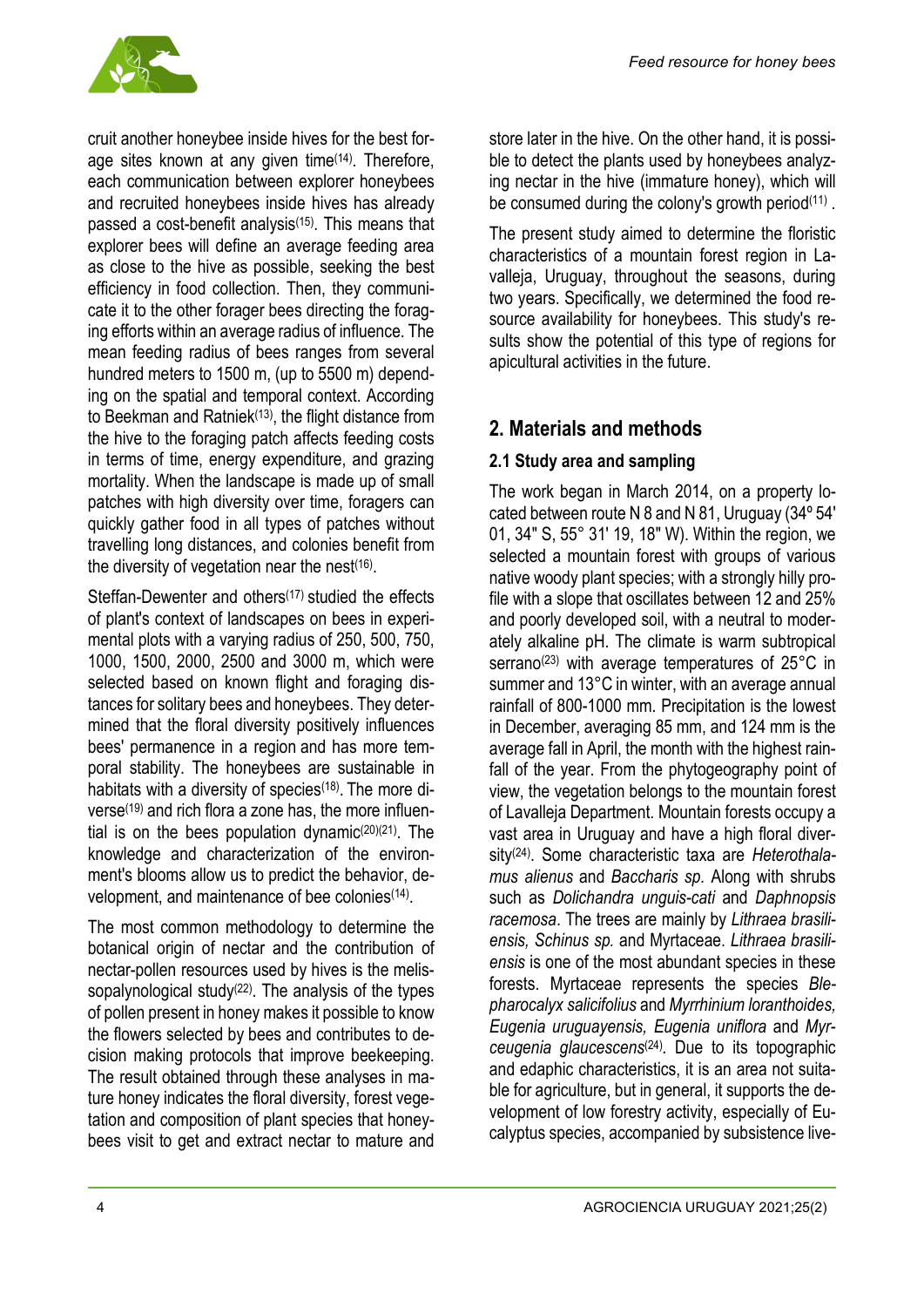cruit another honeybee inside hives for the best forage sites known at any given time[14]. Therefore, each communication between explorer honeybees and recruited honeybees inside hives has already passed a cost-benefit analysis[15]. This means that explorer bees will define an average feeding area as close to the hive as possible, seeking the best efficiency in food collection. Then, they communicate it to the other forager bees directing the foraging efforts within an average radius of influence. The mean feeding radius of bees ranges from several hundred meters to 1500 m, (up to 5500 m) depending on the spatial and temporal context. According to Beekman and Ratniek[13], the flight distance from the hive to the foraging patch affects feeding costs in terms of time, energy expenditure, and grazing mortality. When the landscape is made up of small patches with high diversity over time, foragers can quickly gather food in all types of patches without travelling long distances, and colonies benefit from the diversity of vegetation near the nest[16].

Steffan-Dewenter and others[17] studied the effects of plant's context of landscapes on bees in experimental plots with a varying radius of 250, 500, 750, 1000, 1500, 2000, 2500 and 3000 m, which were selected based on known flight and foraging distances for solitary bees and honeybees. They determined that the floral diversity positively influences bees' permanence in a region and has more temporal stability. The honeybees are sustainable in habitats with a diversity of species[18]. The more diverse[19] and rich flora a zone has, the more influential is on the bees population dynamic[20][21]. The knowledge and characterization of the environment's blooms allow us to predict the behavior, development, and maintenance of bee colonies[14].

The most common methodology to determine the botanical origin of nectar and the contribution of nectar-pollen resources used by hives is the melissopalynological study[22]. The analysis of the types of pollen present in honey makes it possible to know the flowers selected by bees and contributes to decision making protocols that improve beekeeping. The result obtained through these analyses in mature honey indicates the floral diversity, forest vegetation and composition of plant species that honeybees visit to get and extract nectar to mature and store later in the hive. On the other hand, it is possible to detect the plants used by honeybees analyzing nectar in the hive (immature honey), which will be consumed during the colony's growth period[11].

The present study aimed to determine the floristic characteristics of a mountain forest region in Lavalleja, Uruguay, throughout the seasons, during two years. Specifically, we determined the food resource availability for honeybees. This study's results show the potential of this type of regions for apicultural activities in the future.

## 2. Materials and methods

### 2.1 Study area and sampling

The work began in March 2014, on a property located between route N 8 and N 81, Uruguay (34º 54' 01, 34" S, 55° 31' 19, 18" W). Within the region, we selected a mountain forest with groups of various native woody plant species; with a strongly hilly profile with a slope that oscillates between 12 and 25% and poorly developed soil, with a neutral to moderately alkaline pH. The climate is warm subtropical serrano[23] with average temperatures of 25°C in summer and 13°C in winter, with an average annual rainfall of 800-1000 mm. Precipitation is the lowest in December, averaging 85 mm, and 124 mm is the average fall in April, the month with the highest rainfall of the year. From the phytogeography point of view, the vegetation belongs to the mountain forest of Lavalleja Department. Mountain forests occupy a vast area in Uruguay and have a high floral diversity[24]. Some characteristic taxa are *Heterothalamus alienus* and *Baccharis sp.* Along with shrubs such as *Dolichandra unguis-cati* and *Daphnopsis racemosa*. The trees are mainly by *Lithraea brasiliensis, Schinus sp.* and Myrtaceae. *Lithraea brasiliensis* is one of the most abundant species in these forests. Myrtaceae represents the species *Blepharocalyx salicifolius* and *Myrrhinium loranthoides, Eugenia uruguayensis, Eugenia uniflora* and *Myrceugenia glaucescens*[24]. Due to its topographic and edaphic characteristics, it is an area not suitable for agriculture, but in general, it supports the development of low forestry activity, especially of Eucalyptus species, accompanied by subsistence live-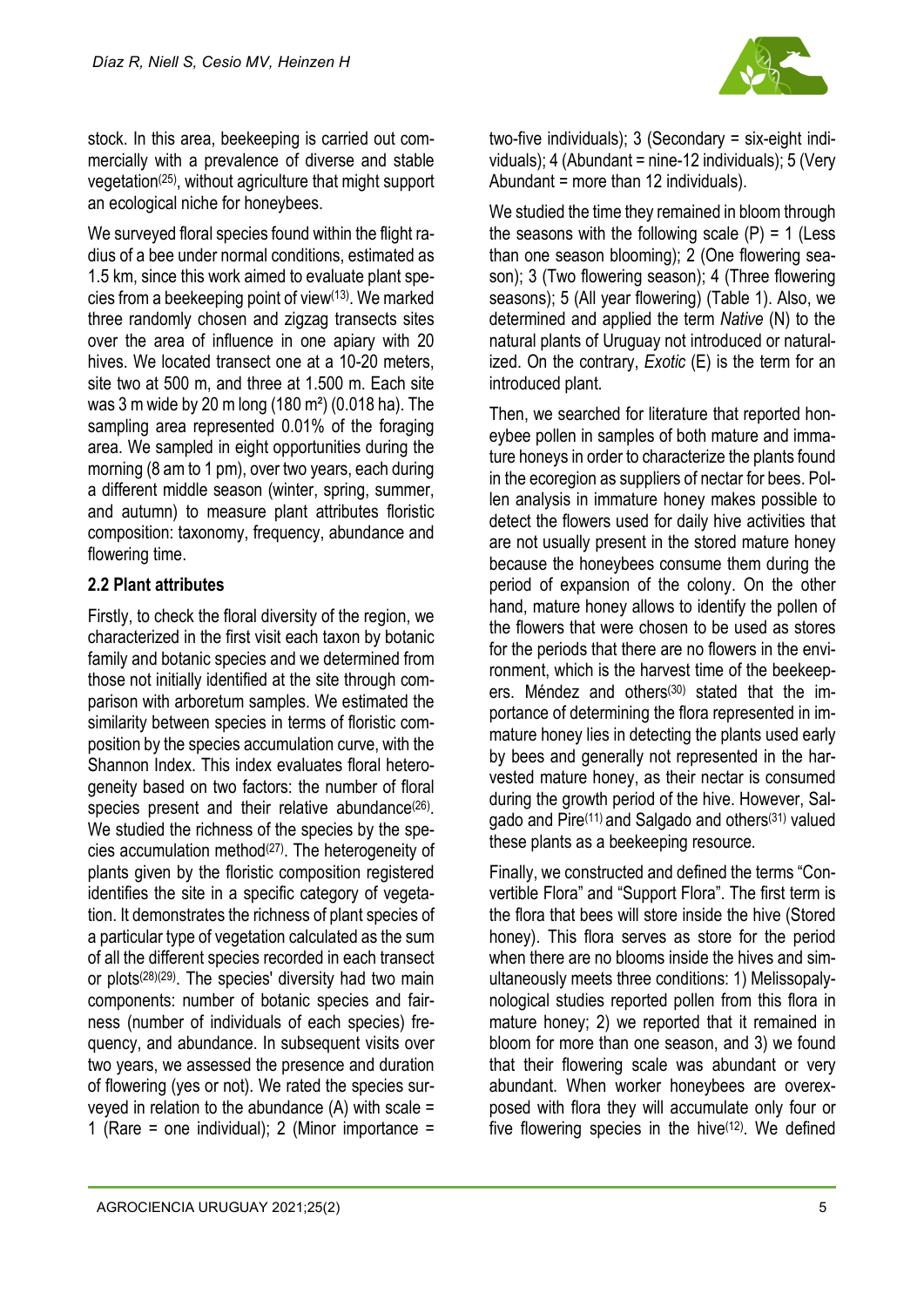stock. In this area, beekeeping is carried out commercially with a prevalence of diverse and stable vegetation[25], without agriculture that might support an ecological niche for honeybees.

We surveyed floral species found within the flight radius of a bee under normal conditions, estimated as 1.5 km, since this work aimed to evaluate plant species from a beekeeping point of view[13]. We marked three randomly chosen and zigzag transects sites over the area of influence in one apiary with 20 hives. We located transect one at a 10-20 meters, site two at 500 m, and three at 1.500 m. Each site was 3 m wide by 20 m long (180 m²) (0.018 ha). The sampling area represented 0.01% of the foraging area. We sampled in eight opportunities during the morning (8 am to 1 pm), over two years, each during a different middle season (winter, spring, summer, and autumn) to measure plant attributes floristic composition: taxonomy, frequency, abundance and flowering time.

## 2.2 Plant attributes

Firstly, to check the floral diversity of the region, we characterized in the first visit each taxon by botanic family and botanic species and we determined from those not initially identified at the site through comparison with arboretum samples. We estimated the similarity between species in terms of floristic composition by the species accumulation curve, with the Shannon Index. This index evaluates floral heterogeneity based on two factors: the number of floral species present and their relative abundance[26]. We studied the richness of the species by the species accumulation method[27]. The heterogeneity of plants given by the floristic composition registered identifies the site in a specific category of vegetation. It demonstrates the richness of plant species of a particular type of vegetation calculated as the sum of all the different species recorded in each transect or plots[28][29]. The species' diversity had two main components: number of botanic species and fairness (number of individuals of each species) frequency, and abundance. In subsequent visits over two years, we assessed the presence and duration of flowering (yes or not). We rated the species surveyed in relation to the abundance (A) with scale = 1 (Rare = one individual); 2 (Minor importance = two-five individuals); 3 (Secondary = six-eight individuals); 4 (Abundant = nine-12 individuals); 5 (Very Abundant = more than 12 individuals).

We studied the time they remained in bloom through the seasons with the following scale (P) = 1 (Less than one season blooming); 2 (One flowering season); 3 (Two flowering season); 4 (Three flowering seasons); 5 (All year flowering) (Table 1). Also, we determined and applied the term *Native* (N) to the natural plants of Uruguay not introduced or naturalized. On the contrary, *Exotic* (E) is the term for an introduced plant.

Then, we searched for literature that reported honeybee pollen in samples of both mature and immature honeys in order to characterize the plants found in the ecoregion as suppliers of nectar for bees. Pollen analysis in immature honey makes possible to detect the flowers used for daily hive activities that are not usually present in the stored mature honey because the honeybees consume them during the period of expansion of the colony. On the other hand, mature honey allows to identify the pollen of the flowers that were chosen to be used as stores for the periods that there are no flowers in the environment, which is the harvest time of the beekeepers. Méndez and others[30] stated that the importance of determining the flora represented in immature honey lies in detecting the plants used early by bees and generally not represented in the harvested mature honey, as their nectar is consumed during the growth period of the hive. However, Salgado and Pire[11] and Salgado and others[31] valued these plants as a beekeeping resource.

Finally, we constructed and defined the terms "Convertible Flora" and "Support Flora". The first term is the flora that bees will store inside the hive (Stored honey). This flora serves as store for the period when there are no blooms inside the hives and simultaneously meets three conditions: 1) Melissopalynological studies reported pollen from this flora in mature honey; 2) we reported that it remained in bloom for more than one season, and 3) we found that their flowering scale was abundant or very abundant. When worker honeybees are overexposed with flora they will accumulate only four or five flowering species in the hive[12]. We defined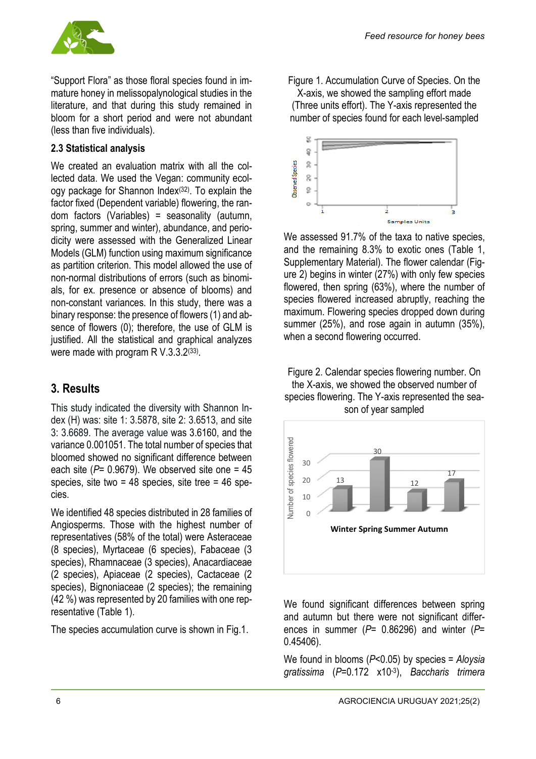"Support Flora" as those floral species found in immature honey in melissopalynological studies in the literature, and that during this study remained in bloom for a short period and were not abundant (less than five individuals).

### 2.3 Statistical analysis

We created an evaluation matrix with all the collected data. We used the Vegan: community ecology package for Shannon Index[32]. To explain the factor fixed (Dependent variable) flowering, the random factors (Variables) = seasonality (autumn, spring, summer and winter), abundance, and periodicity were assessed with the Generalized Linear Models (GLM) function using maximum significance as partition criterion. This model allowed the use of non-normal distributions of errors (such as binomials, for ex. presence or absence of blooms) and non-constant variances. In this study, there was a binary response: the presence of flowers (1) and absence of flowers (0); therefore, the use of GLM is justified. All the statistical and graphical analyzes were made with program R V.3.3.2[33].

## 3. Results

This study indicated the diversity with Shannon Index (H) was: site 1: 3.5878, site 2: 3.6513, and site 3: 3.6689. The average value was 3.6160, and the variance 0.001051. The total number of species that bloomed showed no significant difference between each site ($P$= 0.9679). We observed site one = 45 species, site two = 48 species, site tree = 46 species.

We identified 48 species distributed in 28 families of Angiosperms. Those with the highest number of representatives (58% of the total) were Asteraceae (8 species), Myrtaceae (6 species), Fabaceae (3 species), Rhamnaceae (3 species), Anacardiaceae (2 species), Apiaceae (2 species), Cactaceae (2 species), Bignoniaceae (2 species); the remaining (42 %) was represented by 20 families with one representative (Table 1).

The species accumulation curve is shown in Fig.1.

Figure 1. Accumulation Curve of Species. On the X-axis, we showed the sampling effort made (Three units effort). The Y-axis represented the number of species found for each level-sampled

We assessed 91.7% of the taxa to native species, and the remaining 8.3% to exotic ones (Table 1, Supplementary Material). The flower calendar (Figure 2) begins in winter (27%) with only few species flowered, then spring (63%), where the number of species flowered increased abruptly, reaching the maximum. Flowering species dropped down during summer (25%), and rose again in autumn (35%), when a second flowering occurred.

Figure 2. Calendar species flowering number. On the X-axis, we showed the observed number of species flowering. The Y-axis represented the season of year sampled

We found significant differences between spring and autumn but there were not significant differences in summer ($P$= 0.86296) and winter ($P$= 0.45406).

We found in blooms ($P$<0.05) by species = *Aloysia gratissima* ($P$=0.172 x10$^{-3}$), *Baccharis trimera*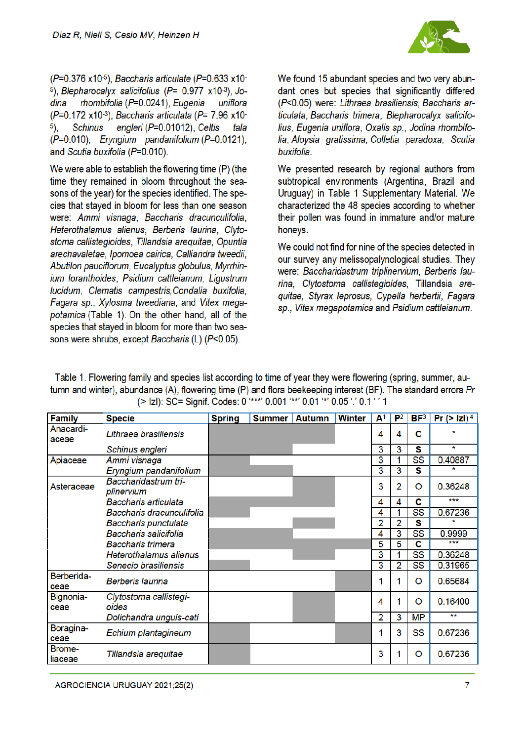(*P*=0.376 x10-5), *Baccharis articulate* (*P*=0.633 x10-5), *Blepharocalyx salicifolius* (*P*= 0.977 x10-3), *Jodina rhombifolia* (*P*=0.0241), *Eugenia uniflora* (*P*=0.172 x10-3), *Baccharis articulata* (*P*= 7.96 x10-5), *Schinus engleri* (*P*=0.01012), *Celtis tala* (*P*=0.010), *Eryngium pandanifolium* (*P*=0.0121), and *Scutia buxifolia* (*P*=0.010).

We were able to establish the flowering time (P) (the time they remained in bloom throughout the seasons of the year) for the species identified. The species that stayed in bloom for less than one season were: *Ammi visnaga*, *Baccharis dracunculifolia*, *Heterothalamus alienus*, *Berberis laurina*, *Clytostoma callistegioides*, *Tillandsia arequitae*, *Opuntia arechavaletae*, *Ipomoea cairica*, *Calliandra tweedii*, *Abutilon pauciflorum*, *Eucalyptus globulus*, *Myrrhinium loranthoides*, *Psidium cattleianum*, *Ligustrum lucidum*, *Clematis campestris*,*Condalia buxifolia*, *Fagara sp.*, *Xylosma tweediana*, and *Vitex megapotamica* (Table 1). On the other hand, all of the species that stayed in bloom for more than two seasons were shrubs, except *Baccharis* (L) (*P*<0.05).

We found 15 abundant species and two very abundant ones but species that significantly differed (*P*<0.05) were: *Lithraea brasiliensis*, *Baccharis articulata*, *Baccharis trimera*, *Blepharocalyx salicifolius*, *Eugenia uniflora*, *Oxalis sp.*, *Jodina rhombifolia*, *Aloysia gratissima*, *Colletia paradoxa*, *Scutia buxifolia*.

We presented research by regional authors from subtropical environments (Argentina, Brazil and Uruguay) in Table 1 Supplementary Material. We characterized the 48 species according to whether their pollen was found in immature and/or mature honeys.

We could not find for nine of the species detected in our survey any melissopalynological studies. They were: *Baccharidastrum triplinervium*, *Berberis laurina*, *Clytostoma callistegioides*, Tillandsia *arequitae*, *Styrax leprosus*, *Cypella herbertii*, *Fagara sp.*, *Vitex megapotamica* and *Psidium cattleianum*.

Table 1. Flowering family and species list according to time of year they were flowering (spring, summer, autumn and winter), abundance (A), flowering time (P) and flora beekeeping interest (BF). The standard errors *Pr* (> Izl): SC= Signif. Codes: 0 '***' 0.001 '**' 0.01 '*' 0.05 '.' 0.1 ' ' 1

| Family | Specie | Spring | Summer | Autumn | Winter | A[1] | P[2] | BF[3] | Pr (> Izl)[4] |
|---|---|---|---|---|---|---|---|---|---|
| Anacardiaceae | *Lithraea brasiliensis* | ■ | ■ | ■ | | 4 | 4 | C | * |
| | *Schinus engleri* | ■ | ■ | | | 3 | 3 | S | * |
| Apiaceae | *Ammi visnaga* | ■ | | | | 3 | 1 | SS | 0.40887 |
| | *Eryngium pandanifolium* | ■ | ■ | | | 3 | 3 | S | * |
| Asteraceae | *Baccharidastrum triplinervium* | | | ■ | | 3 | 2 | O | 0.36248 |
| | *Baccharis articulata* | ■ | ■ | ■ | | 4 | 4 | C | *** |
| | *Baccharis dracunculifolia* | ■ | | | | 4 | 1 | SS | 0.67236 |
| | *Baccharis punctulata* | ■ | | ■ | | 2 | 2 | S | * |
| | *Baccharis salicifolia* | ■ | ■ | ■ | | 4 | 3 | SS | 0.9999 |
| | *Baccharis trimera* | ■ | ■ | ■ | ■ | 5 | 5 | C | *** |
| | *Heterothalamus alienus* | | | ■ | | 3 | 1 | SS | 0.36248 |
| | *Senecio brasiliensis* | ■ | | | | 3 | 2 | SS | 0.31965 |
| Berberidaceae | *Berberis laurina* | | | | ■ | 1 | 1 | O | 0.65684 |
| Bignoniaceae | *Clytostoma callistegioides* | | | ■ | | 4 | 1 | O | 0.16400 |
| | *Dolichandra unguis-cati* | | | ■ | | 2 | 3 | MP | ** |
| Boraginaceae | *Echium plantagineum* | ■ | | | ■ | 1 | 3 | SS | 0.67236 |
| Bromeliaceae | *Tillandsia arequitae* | ■ | | | | 3 | 1 | O | 0.67236 |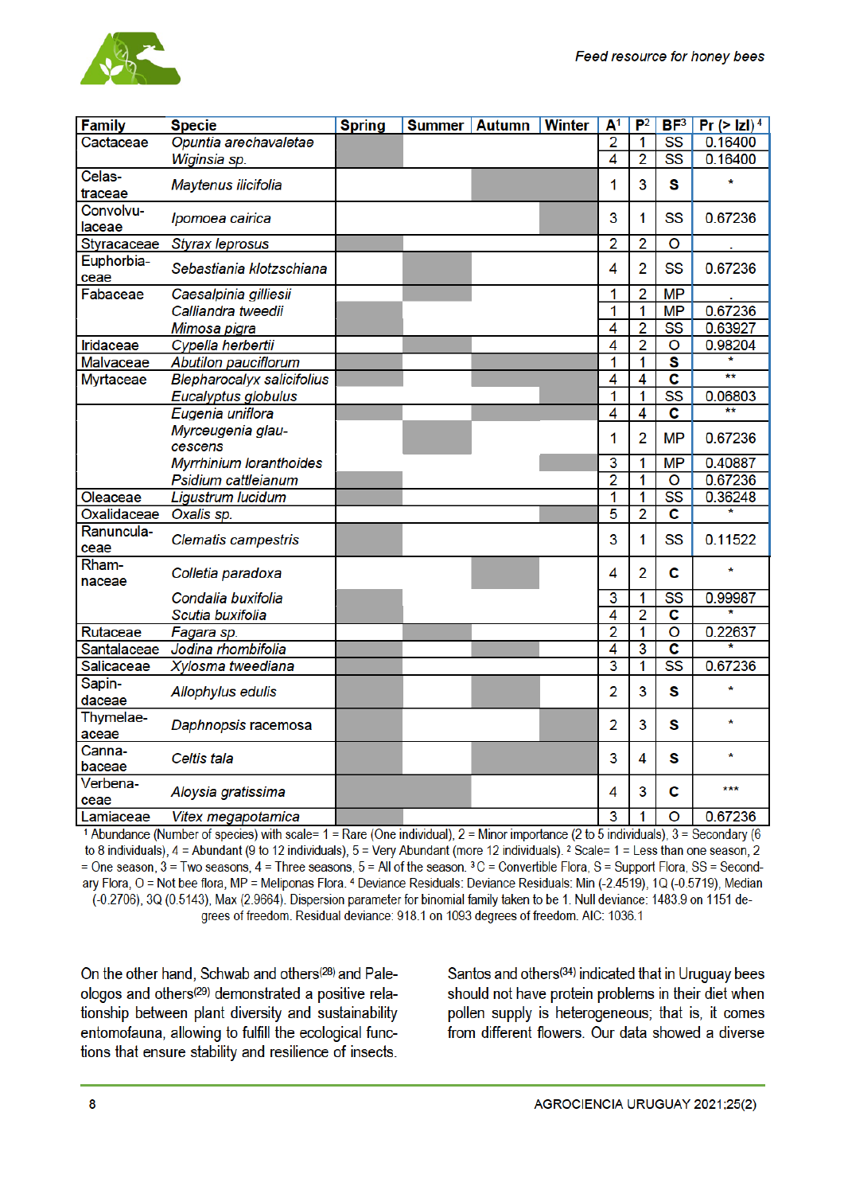| Family | Specie | Spring | Summer | Autumn | Winter | A[1] | P[2] | BF[3] | Pr (> lzl) [4] |
|---|---|---|---|---|---|---|---|---|---|
| Cactaceae | *Opuntia arechavaletae* | ■ | | | | 2 | 1 | SS | 0.16400 |
| | *Wiginsia sp.* | ■ | | | | 4 | 2 | SS | 0.16400 |
| Celastraceae | *Maytenus ilicifolia* | | | ■ | | 1 | 3 | S | * |
| Convolvulaceae | *Ipomoea cairica* | | | | ■ | 3 | 1 | SS | 0.67236 |
| Styracaceae | *Styrax leprosus* | ■ | | | | 2 | 2 | O | . |
| Euphorbiaceae | *Sebastiania klotzschiana* | | ■ | | | 4 | 2 | SS | 0.67236 |
| Fabaceae | *Caesalpinia gilliesii* | | ■ | | | 1 | 2 | MP | . |
| | *Calliandra tweedii* | ■ | | | | 1 | 1 | MP | 0.67236 |
| | *Mimosa pigra* | ■ | | | | 4 | 2 | SS | 0.63927 |
| Iridaceae | *Cypella herbertii* | | ■ | | | 4 | 2 | O | 0.98204 |
| Malvaceae | *Abutilon pauciflorum* | ■ | | | | 1 | 1 | S | * |
| Myrtaceae | *Blepharocalyx salicifolius* | ■ | | ■ | | 4 | 4 | C | ** |
| | *Eucalyptus globulus* | | | | ■ | 1 | 1 | SS | 0.06803 |
| | *Eugenia uniflora* | ■ | ■ | | | 4 | 4 | C | ** |
| | *Myrceugenia glaucescens* | | ■ | | | 1 | 2 | MP | 0.67236 |
| | *Myrrhinium loranthoides* | | | | ■ | 3 | 1 | MP | 0.40887 |
| | *Psidium cattleianum* | ■ | | | | 2 | 1 | O | 0.67236 |
| Oleaceae | *Ligustrum lucidum* | ■ | | | | 1 | 1 | SS | 0.36248 |
| Oxalidaceae | *Oxalis sp.* | | | | ■ | 5 | 2 | C | * |
| Ranunculaceae | *Clematis campestris* | ■ | | | | 3 | 1 | SS | 0.11522 |
| Rhamnaceae | *Colletia paradoxa* | | | ■ | | 4 | 2 | C | * |
| | *Condalia buxifolia* | ■ | | | | 3 | 1 | SS | 0.99987 |
| | *Scutia buxifolia* | ■ | | | | 4 | 2 | C | * |
| Rutaceae | *Fagara sp.* | ■ | ■ | | | 2 | 1 | O | 0.22637 |
| Santalaceae | *Jodina rhombifolia* | ■ | | | | 4 | 3 | C | * |
| Salicaceae | *Xylosma tweediana* | ■ | | | | 3 | 1 | SS | 0.67236 |
| Sapindaceae | *Allophylus edulis* | ■ | | ■ | | 2 | 3 | S | * |
| Thymelaeaceae | *Daphnopsis racemosa* | ■ | | | ■ | 2 | 3 | S | * |
| Cannabaceae | *Celtis tala* | ■ | | ■ | | 3 | 4 | S | * |
| Verbenaceae | *Aloysia gratissima* | ■ | ■ | | | 4 | 3 | C | *** |
| Lamiaceae | *Vitex megapotamica* | ■ | | | | 3 | 1 | O | 0.67236 |

[1] Abundance (Number of species) with scale= 1 = Rare (One individual), 2 = Minor importance (2 to 5 individuals), 3 = Secondary (6 to 8 individuals), 4 = Abundant (9 to 12 individuals), 5 = Very Abundant (more 12 individuals). [2] Scale= 1 = Less than one season, 2 = One season, 3 = Two seasons, 4 = Three seasons, 5 = All of the season. [3] C = Convertible Flora, S = Support Flora, SS = Secondary Flora, O = Not bee flora, MP = Meliponas Flora. [4] Deviance Residuals: Deviance Residuals: Min (-2.4519), 1Q (-0.5719), Median (-0.2706), 3Q (0.5143), Max (2.9664). Dispersion parameter for binomial family taken to be 1. Null deviance: 1483.9 on 1151 degrees of freedom. Residual deviance: 918.1 on 1093 degrees of freedom. AIC: 1036.1

On the other hand, Schwab and others[28] and Paleologos and others[29] demonstrated a positive relationship between plant diversity and sustainability entomofauna, allowing to fulfill the ecological functions that ensure stability and resilience of insects.

Santos and others[34] indicated that in Uruguay bees should not have protein problems in their diet when pollen supply is heterogeneous; that is, it comes from different flowers. Our data showed a diverse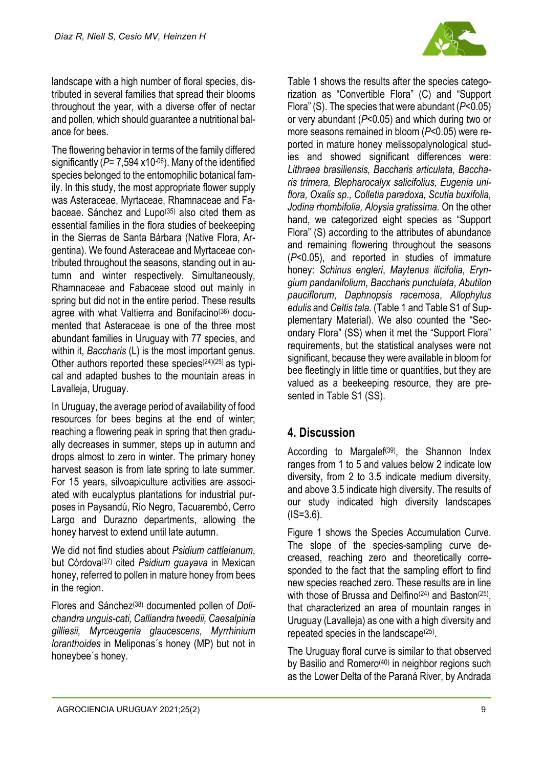landscape with a high number of floral species, distributed in several families that spread their blooms throughout the year, with a diverse offer of nectar and pollen, which should guarantee a nutritional balance for bees.

The flowering behavior in terms of the family differed significantly ($P$= 7,594 x$10^{-06}$). Many of the identified species belonged to the entomophilic botanical family. In this study, the most appropriate flower supply was Asteraceae, Myrtaceae, Rhamnaceae and Fabaceae. Sánchez and Lupo[35] also cited them as essential families in the flora studies of beekeeping in the Sierras de Santa Bárbara (Native Flora, Argentina). We found Asteraceae and Myrtaceae contributed throughout the seasons, standing out in autumn and winter respectively. Simultaneously, Rhamnaceae and Fabaceae stood out mainly in spring but did not in the entire period. These results agree with what Valtierra and Bonifacino[36] documented that Asteraceae is one of the three most abundant families in Uruguay with 77 species, and within it, *Baccharis* (L) is the most important genus. Other authors reported these species[24][25] as typical and adapted bushes to the mountain areas in Lavalleja, Uruguay.

In Uruguay, the average period of availability of food resources for bees begins at the end of winter; reaching a flowering peak in spring that then gradually decreases in summer, steps up in autumn and drops almost to zero in winter. The primary honey harvest season is from late spring to late summer. For 15 years, silvoapiculture activities are associated with eucalyptus plantations for industrial purposes in Paysandú, Río Negro, Tacuarembó, Cerro Largo and Durazno departments, allowing the honey harvest to extend until late autumn.

We did not find studies about *Psidium cattleianum*, but Córdova[37] cited *Psidium guayava* in Mexican honey, referred to pollen in mature honey from bees in the region.

Flores and Sánchez[38] documented pollen of *Dolichandra unguis-cati, Calliandra tweedii, Caesalpinia gilliesii, Myrceugenia glaucescens*, *Myrrhinium loranthoides* in Meliponas´s honey (MP) but not in honeybee´s honey.

Table 1 shows the results after the species categorization as "Convertible Flora" (C) and "Support Flora" (S). The species that were abundant ($P$<0.05) or very abundant ($P$<0.05) and which during two or more seasons remained in bloom ($P$<0.05) were reported in mature honey melissopalynological studies and showed significant differences were: *Lithraea brasiliensis, Baccharis articulata, Baccharis trimera, Blepharocalyx salicifolius, Eugenia uniflora, Oxalis sp., Colletia paradoxa, Scutia buxifolia, Jodina rhombifolia, Aloysia gratissima.* On the other hand, we categorized eight species as "Support Flora" (S) according to the attributes of abundance and remaining flowering throughout the seasons ($P$<0.05), and reported in studies of immature honey: *Schinus engleri*, *Maytenus ilicifolia*, *Eryngium pandanifolium*, *Baccharis punctulata*, *Abutilon pauciflorum*, *Daphnopsis racemosa*, *Allophylus edulis* and *Celtis tala*. (Table 1 and Table S1 of Supplementary Material). We also counted the "Secondary Flora" (SS) when it met the "Support Flora" requirements, but the statistical analyses were not significant, because they were available in bloom for bee fleetingly in little time or quantities, but they are valued as a beekeeping resource, they are presented in Table S1 (SS).

## 4. Discussion

According to Margalef[39], the Shannon Index ranges from 1 to 5 and values below 2 indicate low diversity, from 2 to 3.5 indicate medium diversity, and above 3.5 indicate high diversity. The results of our study indicated high diversity landscapes (IS=3.6).

Figure 1 shows the Species Accumulation Curve. The slope of the species-sampling curve decreased, reaching zero and theoretically corresponded to the fact that the sampling effort to find new species reached zero. These results are in line with those of Brussa and Delfino[24] and Baston[25], that characterized an area of mountain ranges in Uruguay (Lavalleja) as one with a high diversity and repeated species in the landscape[25].

The Uruguay floral curve is similar to that observed by Basilio and Romero[40] in neighbor regions such as the Lower Delta of the Paraná River, by Andrada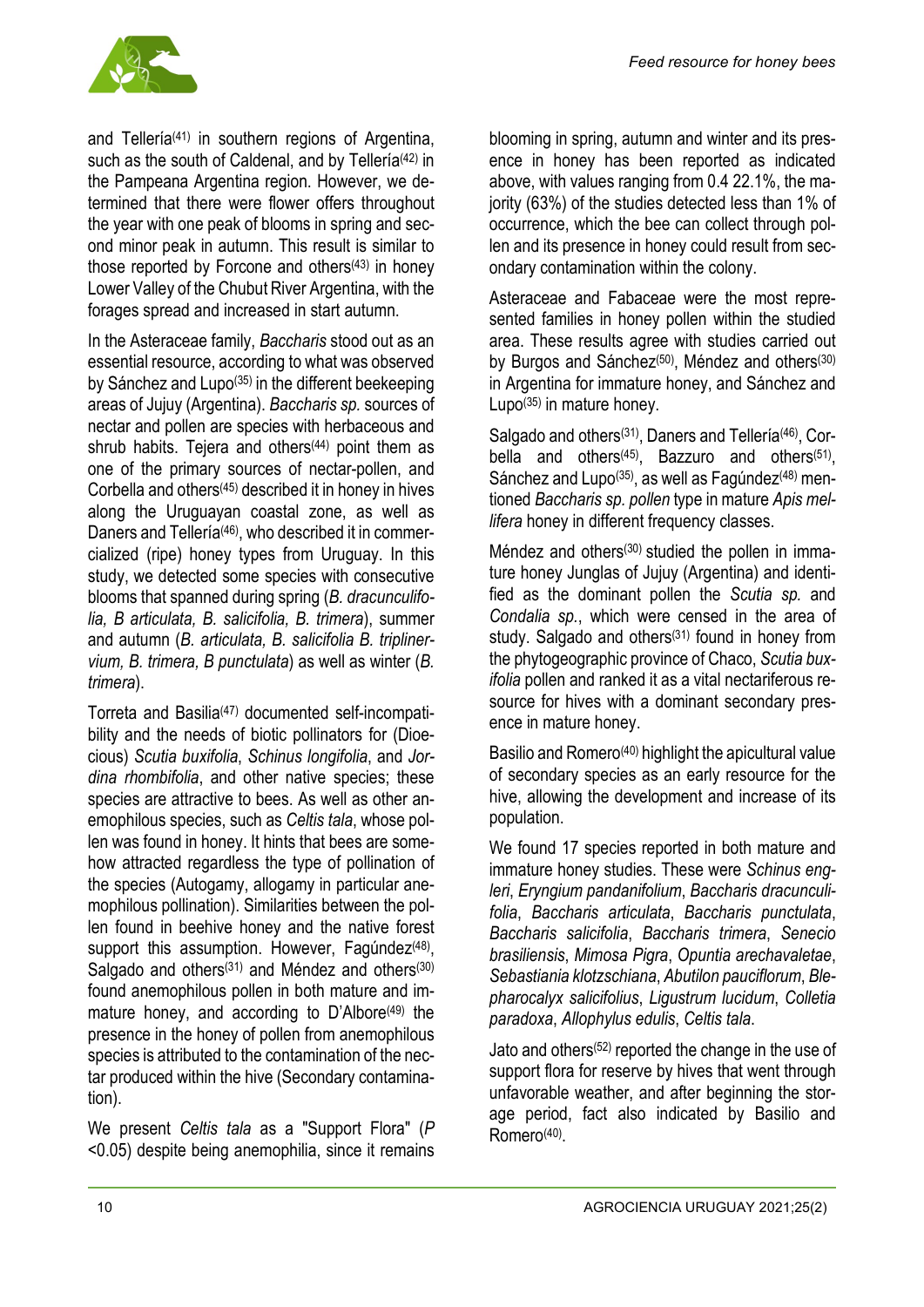and Tellería[41] in southern regions of Argentina, such as the south of Caldenal, and by Tellería[42] in the Pampeana Argentina region. However, we determined that there were flower offers throughout the year with one peak of blooms in spring and second minor peak in autumn. This result is similar to those reported by Forcone and others[43] in honey Lower Valley of the Chubut River Argentina, with the forages spread and increased in start autumn.

In the Asteraceae family, *Baccharis* stood out as an essential resource, according to what was observed by Sánchez and Lupo[35] in the different beekeeping areas of Jujuy (Argentina). *Baccharis sp.* sources of nectar and pollen are species with herbaceous and shrub habits. Tejera and others[44] point them as one of the primary sources of nectar-pollen, and Corbella and others[45] described it in honey in hives along the Uruguayan coastal zone, as well as Daners and Tellería[46], who described it in commercialized (ripe) honey types from Uruguay. In this study, we detected some species with consecutive blooms that spanned during spring (*B. dracunculifolia, B articulata, B. salicifolia, B. trimera*), summer and autumn (*B. articulata, B. salicifolia B. triplinervium, B. trimera, B punctulata*) as well as winter (*B. trimera*).

Torreta and Basilia[47] documented self-incompatibility and the needs of biotic pollinators for (Dioecious) *Scutia buxifolia*, *Schinus longifolia*, and *Jordina rhombifolia*, and other native species; these species are attractive to bees. As well as other anemophilous species, such as *Celtis tala*, whose pollen was found in honey. It hints that bees are somehow attracted regardless the type of pollination of the species (Autogamy, allogamy in particular anemophilous pollination). Similarities between the pollen found in beehive honey and the native forest support this assumption. However, Fagúndez[48], Salgado and others[31] and Méndez and others[30] found anemophilous pollen in both mature and immature honey, and according to D'Albore[49] the presence in the honey of pollen from anemophilous species is attributed to the contamination of the nectar produced within the hive (Secondary contamination).

We present *Celtis tala* as a "Support Flora" ($P < 0.05$) despite being anemophilia, since it remains blooming in spring, autumn and winter and its presence in honey has been reported as indicated above, with values ranging from 0.4 22.1%, the majority (63%) of the studies detected less than 1% of occurrence, which the bee can collect through pollen and its presence in honey could result from secondary contamination within the colony.

Asteraceae and Fabaceae were the most represented families in honey pollen within the studied area. These results agree with studies carried out by Burgos and Sánchez[50], Méndez and others[30] in Argentina for immature honey, and Sánchez and Lupo[35] in mature honey.

Salgado and others[31], Daners and Tellería[46], Corbella and others[45], Bazzuro and others[51], Sánchez and Lupo[35], as well as Fagúndez[48] mentioned *Baccharis sp. pollen* type in mature *Apis mellifera* honey in different frequency classes.

Méndez and others[30] studied the pollen in immature honey Junglas of Jujuy (Argentina) and identified as the dominant pollen the *Scutia sp.* and *Condalia sp.*, which were censed in the area of study. Salgado and others[31] found in honey from the phytogeographic province of Chaco, *Scutia buxifolia* pollen and ranked it as a vital nectariferous resource for hives with a dominant secondary presence in mature honey.

Basilio and Romero[40] highlight the apicultural value of secondary species as an early resource for the hive, allowing the development and increase of its population.

We found 17 species reported in both mature and immature honey studies. These were *Schinus engleri*, *Eryngium pandanifolium*, *Baccharis dracunculifolia*, *Baccharis articulata*, *Baccharis punctulata*, *Baccharis salicifolia*, *Baccharis trimera*, *Senecio brasiliensis*, *Mimosa Pigra*, *Opuntia arechavaletae*, *Sebastiania klotzschiana*, *Abutilon pauciflorum*, *Blepharocalyx salicifolius*, *Ligustrum lucidum*, *Colletia paradoxa*, *Allophylus edulis*, *Celtis tala*.

Jato and others[52] reported the change in the use of support flora for reserve by hives that went through unfavorable weather, and after beginning the storage period, fact also indicated by Basilio and Romero[40].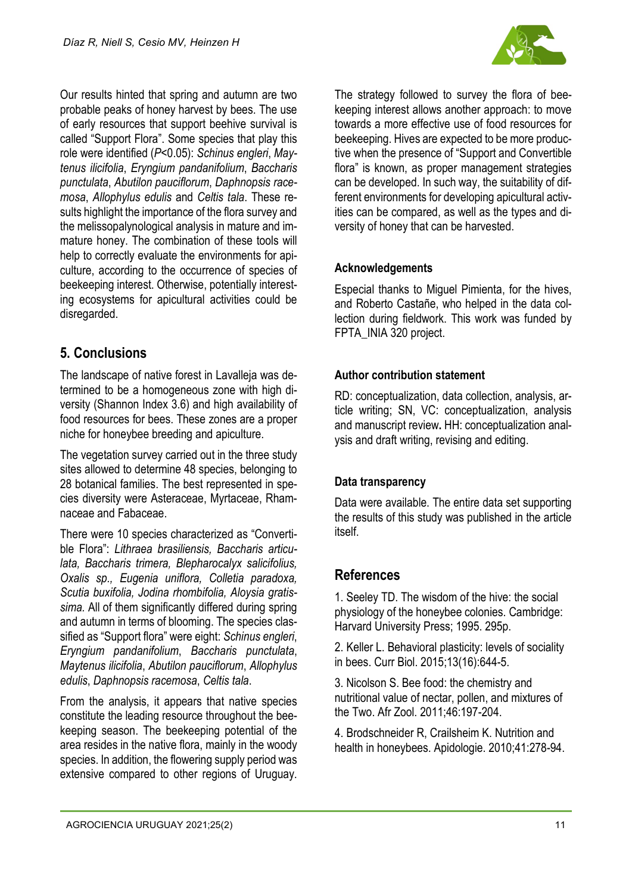Our results hinted that spring and autumn are two probable peaks of honey harvest by bees. The use of early resources that support beehive survival is called "Support Flora". Some species that play this role were identified ($P$<0.05): *Schinus engleri*, *Maytenus ilicifolia*, *Eryngium pandanifolium*, *Baccharis punctulata*, *Abutilon pauciflorum*, *Daphnopsis racemosa*, *Allophylus edulis* and *Celtis tala*. These results highlight the importance of the flora survey and the melissopalynological analysis in mature and immature honey. The combination of these tools will help to correctly evaluate the environments for apiculture, according to the occurrence of species of beekeeping interest. Otherwise, potentially interesting ecosystems for apicultural activities could be disregarded.

## 5. Conclusions

The landscape of native forest in Lavalleja was determined to be a homogeneous zone with high diversity (Shannon Index 3.6) and high availability of food resources for bees. These zones are a proper niche for honeybee breeding and apiculture.

The vegetation survey carried out in the three study sites allowed to determine 48 species, belonging to 28 botanical families. The best represented in species diversity were Asteraceae, Myrtaceae, Rhamnaceae and Fabaceae.

There were 10 species characterized as "Convertible Flora": *Lithraea brasiliensis, Baccharis articulata, Baccharis trimera, Blepharocalyx salicifolius, Oxalis sp., Eugenia uniflora, Colletia paradoxa, Scutia buxifolia, Jodina rhombifolia, Aloysia gratissima.* All of them significantly differed during spring and autumn in terms of blooming. The species classified as "Support flora" were eight: *Schinus engleri*, *Eryngium pandanifolium*, *Baccharis punctulata*, *Maytenus ilicifolia*, *Abutilon pauciflorum*, *Allophylus edulis*, *Daphnopsis racemosa*, *Celtis tala*.

From the analysis, it appears that native species constitute the leading resource throughout the beekeeping season. The beekeeping potential of the area resides in the native flora, mainly in the woody species. In addition, the flowering supply period was extensive compared to other regions of Uruguay.

The strategy followed to survey the flora of beekeeping interest allows another approach: to move towards a more effective use of food resources for beekeeping. Hives are expected to be more productive when the presence of "Support and Convertible flora" is known, as proper management strategies can be developed. In such way, the suitability of different environments for developing apicultural activities can be compared, as well as the types and diversity of honey that can be harvested.

### Acknowledgements

Especial thanks to Miguel Pimienta, for the hives, and Roberto Castañe, who helped in the data collection during fieldwork. This work was funded by FPTA_INIA 320 project.

### Author contribution statement

RD: conceptualization, data collection, analysis, article writing; SN, VC: conceptualization, analysis and manuscript review**.** HH: conceptualization analysis and draft writing, revising and editing.

### Data transparency

Data were available. The entire data set supporting the results of this study was published in the article itself.

## References

1. Seeley TD. The wisdom of the hive: the social physiology of the honeybee colonies. Cambridge: Harvard University Press; 1995. 295p.

2. Keller L. Behavioral plasticity: levels of sociality in bees. Curr Biol. 2015;13(16):644-5.

3. Nicolson S. Bee food: the chemistry and nutritional value of nectar, pollen, and mixtures of the Two. Afr Zool. 2011;46:197-204.

4. Brodschneider R, Crailsheim K. Nutrition and health in honeybees. Apidologie. 2010;41:278-94.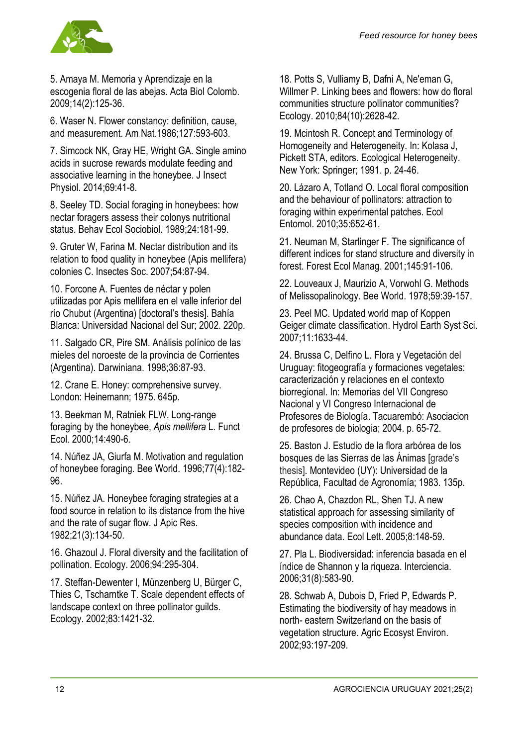5. Amaya M. Memoria y Aprendizaje en la escogenia floral de las abejas. Acta Biol Colomb. 2009;14(2):125-36.

6. Waser N. Flower constancy: definition, cause, and measurement. Am Nat.1986;127:593-603.

7. Simcock NK, Gray HE, Wright GA. Single amino acids in sucrose rewards modulate feeding and associative learning in the honeybee. J Insect Physiol. 2014;69:41-8.

8. Seeley TD. Social foraging in honeybees: how nectar foragers assess their colonys nutritional status. Behav Ecol Sociobiol. 1989;24:181-99.

9. Gruter W, Farina M. Nectar distribution and its relation to food quality in honeybee (Apis mellifera) colonies C. Insectes Soc. 2007;54:87-94.

10. Forcone A. Fuentes de néctar y polen utilizadas por Apis mellifera en el valle inferior del río Chubut (Argentina) [doctoral's thesis]. Bahía Blanca: Universidad Nacional del Sur; 2002. 220p.

11. Salgado CR, Pire SM. Análisis polínico de las mieles del noroeste de la provincia de Corrientes (Argentina). Darwiniana. 1998;36:87-93.

12. Crane E. Honey: comprehensive survey. London: Heinemann; 1975. 645p.

13. Beekman M, Ratniek FLW. Long-range foraging by the honeybee, *Apis mellifera* L. Funct Ecol. 2000;14:490-6.

14. Núñez JA, Giurfa M. Motivation and regulation of honeybee foraging. Bee World. 1996;77(4):182-96.

15. Núñez JA. Honeybee foraging strategies at a food source in relation to its distance from the hive and the rate of sugar flow. J Apic Res. 1982;21(3):134-50.

16. Ghazoul J. Floral diversity and the facilitation of pollination. Ecology. 2006;94:295-304.

17. Steffan-Dewenter I, Münzenberg U, Bürger C, Thies C, Tscharntke T. Scale dependent effects of landscape context on three pollinator guilds. Ecology. 2002;83:1421-32.

18. Potts S, Vulliamy B, Dafni A, Ne'eman G, Willmer P. Linking bees and flowers: how do floral communities structure pollinator communities? Ecology. 2010;84(10):2628-42.

19. Mcintosh R. Concept and Terminology of Homogeneity and Heterogeneity. In: Kolasa J, Pickett STA, editors. Ecological Heterogeneity. New York: Springer; 1991. p. 24-46.

20. Lázaro A, Totland O. Local floral composition and the behaviour of pollinators: attraction to foraging within experimental patches. Ecol Entomol. 2010;35:652-61.

21. Neuman M, Starlinger F. The significance of different indices for stand structure and diversity in forest. Forest Ecol Manag. 2001;145:91-106.

22. Louveaux J, Maurizio A, Vorwohl G. Methods of Melissopalinology. Bee World. 1978;59:39-157.

23. Peel MC. Updated world map of Koppen Geiger climate classification. Hydrol Earth Syst Sci. 2007;11:1633-44.

24. Brussa C, Delfino L. Flora y Vegetación del Uruguay: fitogeografía y formaciones vegetales: caracterización y relaciones en el contexto biorregional. In: Memorias del VII Congreso Nacional y VI Congreso Internacional de Profesores de Biología. Tacuarembó: Asociacion de profesores de biologia; 2004. p. 65-72.

25. Baston J. Estudio de la flora arbórea de los bosques de las Sierras de las Ánimas [grade's thesis]. Montevideo (UY): Universidad de la República, Facultad de Agronomía; 1983. 135p.

26. Chao A, Chazdon RL, Shen TJ. A new statistical approach for assessing similarity of species composition with incidence and abundance data. Ecol Lett. 2005;8:148-59.

27. Pla L. Biodiversidad: inferencia basada en el índice de Shannon y la riqueza. Interciencia. 2006;31(8):583-90.

28. Schwab A, Dubois D, Fried P, Edwards P. Estimating the biodiversity of hay meadows in north- eastern Switzerland on the basis of vegetation structure. Agric Ecosyst Environ. 2002;93:197-209.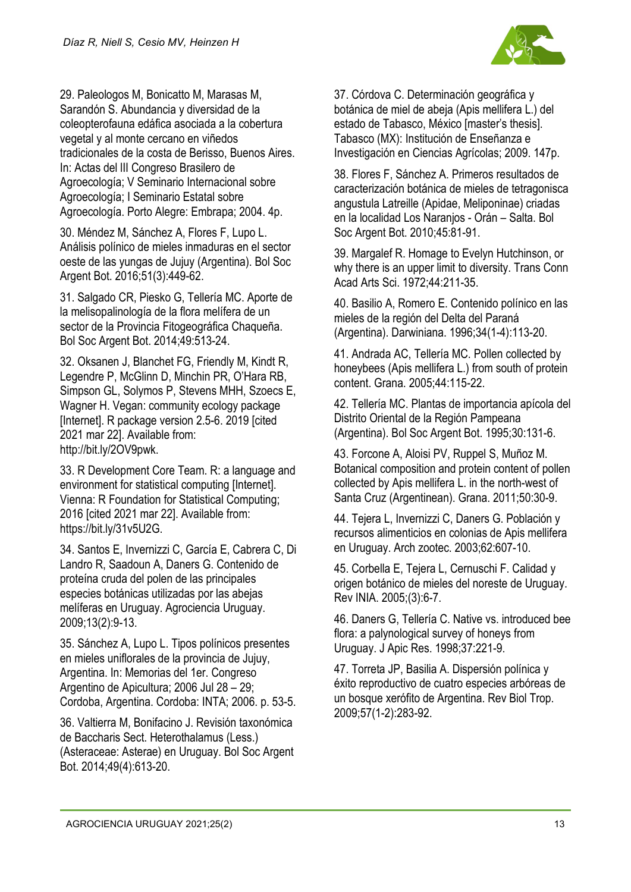29. Paleologos M, Bonicatto M, Marasas M, Sarandón S. Abundancia y diversidad de la coleopterofauna edáfica asociada a la cobertura vegetal y al monte cercano en viñedos tradicionales de la costa de Berisso, Buenos Aires. In: Actas del III Congreso Brasilero de Agroecología; V Seminario Internacional sobre Agroecología; I Seminario Estatal sobre Agroecología. Porto Alegre: Embrapa; 2004. 4p.

30. Méndez M, Sánchez A, Flores F, Lupo L. Análisis polínico de mieles inmaduras en el sector oeste de las yungas de Jujuy (Argentina). Bol Soc Argent Bot. 2016;51(3):449-62.

31. Salgado CR, Piesko G, Tellería MC. Aporte de la melisopalinología de la flora melífera de un sector de la Provincia Fitogeográfica Chaqueña. Bol Soc Argent Bot. 2014;49:513-24.

32. Oksanen J, Blanchet FG, Friendly M, Kindt R, Legendre P, McGlinn D, Minchin PR, O'Hara RB, Simpson GL, Solymos P, Stevens MHH, Szoecs E, Wagner H. Vegan: community ecology package [Internet]. R package version 2.5-6. 2019 [cited 2021 mar 22]. Available from: http://bit.ly/2OV9pwk.

33. R Development Core Team. R: a language and environment for statistical computing [Internet]. Vienna: R Foundation for Statistical Computing; 2016 [cited 2021 mar 22]. Available from: https://bit.ly/31v5U2G.

34. Santos E, Invernizzi C, García E, Cabrera C, Di Landro R, Saadoun A, Daners G. Contenido de proteína cruda del polen de las principales especies botánicas utilizadas por las abejas melíferas en Uruguay. Agrociencia Uruguay. 2009;13(2):9-13.

35. Sánchez A, Lupo L. Tipos polínicos presentes en mieles uniflorales de la provincia de Jujuy, Argentina. In: Memorias del 1er. Congreso Argentino de Apicultura; 2006 Jul 28 – 29; Cordoba, Argentina. Cordoba: INTA; 2006. p. 53-5.

36. Valtierra M, Bonifacino J. Revisión taxonómica de Baccharis Sect. Heterothalamus (Less.) (Asteraceae: Asterae) en Uruguay. Bol Soc Argent Bot. 2014;49(4):613-20.

37. Córdova C. Determinación geográfica y botánica de miel de abeja (Apis mellifera L.) del estado de Tabasco, México [master's thesis]. Tabasco (MX): Institución de Enseñanza e Investigación en Ciencias Agrícolas; 2009. 147p.

38. Flores F, Sánchez A. Primeros resultados de caracterización botánica de mieles de tetragonisca angustula Latreille (Apidae, Meliponinae) criadas en la localidad Los Naranjos - Orán – Salta. Bol Soc Argent Bot. 2010;45:81-91.

39. Margalef R. Homage to Evelyn Hutchinson, or why there is an upper limit to diversity. Trans Conn Acad Arts Sci. 1972;44:211-35.

40. Basilio A, Romero E. Contenido polínico en las mieles de la región del Delta del Paraná (Argentina). Darwiniana. 1996;34(1-4):113-20.

41. Andrada AC, Tellería MC. Pollen collected by honeybees (Apis mellifera L.) from south of protein content. Grana. 2005;44:115-22.

42. Tellería MC. Plantas de importancia apícola del Distrito Oriental de la Región Pampeana (Argentina). Bol Soc Argent Bot. 1995;30:131-6.

43. Forcone A, Aloisi PV, Ruppel S, Muñoz M. Botanical composition and protein content of pollen collected by Apis mellifera L. in the north-west of Santa Cruz (Argentinean). Grana. 2011;50:30-9.

44. Tejera L, Invernizzi C, Daners G. Población y recursos alimenticios en colonias de Apis mellifera en Uruguay. Arch zootec. 2003;62:607-10.

45. Corbella E, Tejera L, Cernuschi F. Calidad y origen botánico de mieles del noreste de Uruguay. Rev INIA. 2005;(3):6-7.

46. Daners G, Tellería C. Native vs. introduced bee flora: a palynological survey of honeys from Uruguay. J Apic Res. 1998;37:221-9.

47. Torreta JP, Basilia A. Dispersión polínica y éxito reproductivo de cuatro especies arbóreas de un bosque xerófito de Argentina. Rev Biol Trop. 2009;57(1-2):283-92.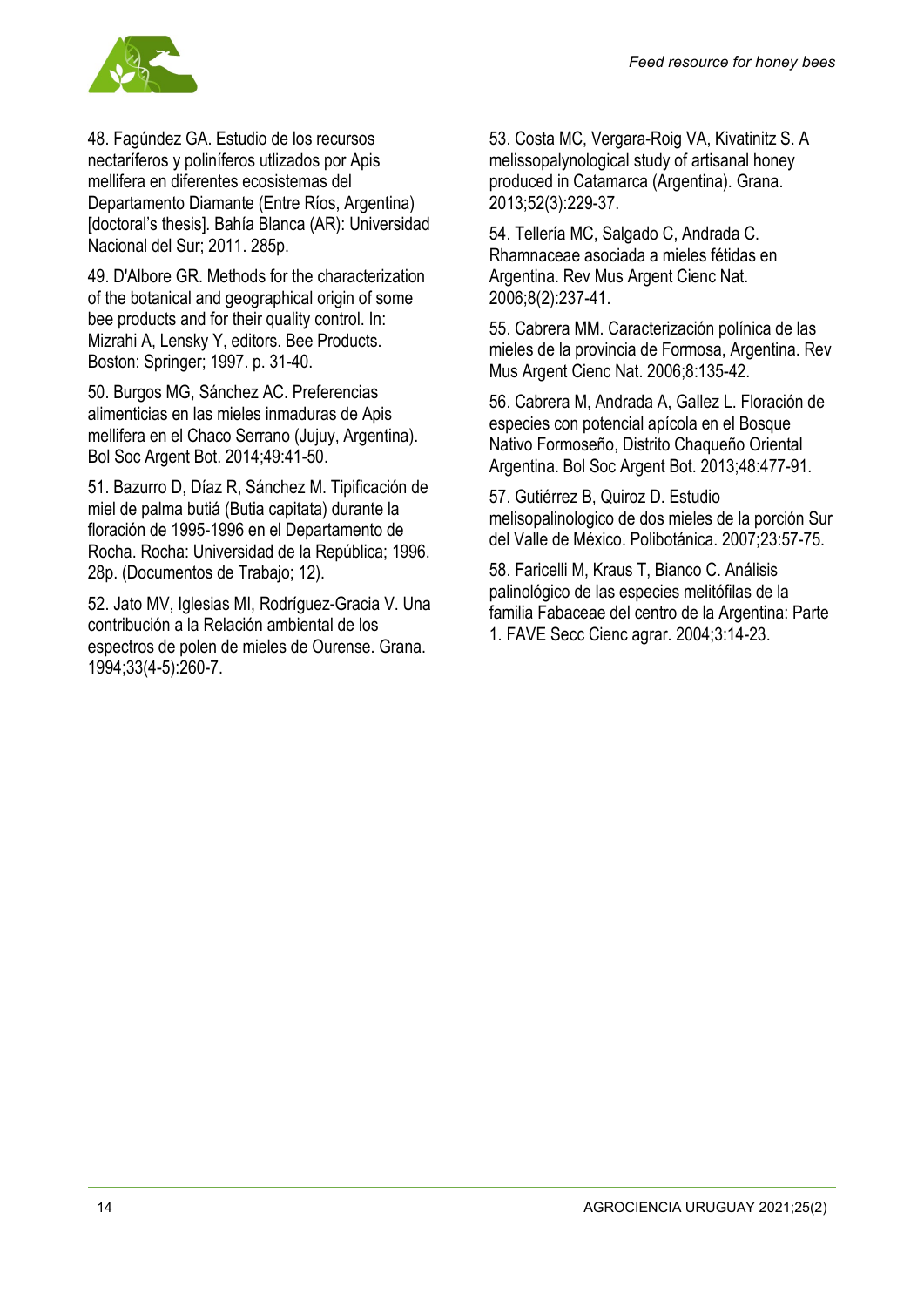48. Fagúndez GA. Estudio de los recursos nectaríferos y poliníferos utlizados por Apis mellifera en diferentes ecosistemas del Departamento Diamante (Entre Ríos, Argentina) [doctoral's thesis]. Bahía Blanca (AR): Universidad Nacional del Sur; 2011. 285p.

49. D'Albore GR. Methods for the characterization of the botanical and geographical origin of some bee products and for their quality control. In: Mizrahi A, Lensky Y, editors. Bee Products. Boston: Springer; 1997. p. 31-40.

50. Burgos MG, Sánchez AC. Preferencias alimenticias en las mieles inmaduras de Apis mellifera en el Chaco Serrano (Jujuy, Argentina). Bol Soc Argent Bot. 2014;49:41-50.

51. Bazurro D, Díaz R, Sánchez M. Tipificación de miel de palma butiá (Butia capitata) durante la floración de 1995-1996 en el Departamento de Rocha. Rocha: Universidad de la República; 1996. 28p. (Documentos de Trabajo; 12).

52. Jato MV, Iglesias MI, Rodríguez-Gracia V. Una contribución a la Relación ambiental de los espectros de polen de mieles de Ourense. Grana. 1994;33(4-5):260-7.

53. Costa MC, Vergara-Roig VA, Kivatinitz S. A melissopalynological study of artisanal honey produced in Catamarca (Argentina). Grana. 2013;52(3):229-37.

54. Tellería MC, Salgado C, Andrada C. Rhamnaceae asociada a mieles fétidas en Argentina. Rev Mus Argent Cienc Nat. 2006;8(2):237-41.

55. Cabrera MM. Caracterización polínica de las mieles de la provincia de Formosa, Argentina. Rev Mus Argent Cienc Nat. 2006;8:135-42.

56. Cabrera M, Andrada A, Gallez L. Floración de especies con potencial apícola en el Bosque Nativo Formoseño, Distrito Chaqueño Oriental Argentina. Bol Soc Argent Bot. 2013;48:477-91.

57. Gutiérrez B, Quiroz D. Estudio melisopalinologico de dos mieles de la porción Sur del Valle de México. Polibotánica. 2007;23:57-75.

58. Faricelli M, Kraus T, Bianco C. Análisis palinológico de las especies melitófilas de la familia Fabaceae del centro de la Argentina: Parte 1. FAVE Secc Cienc agrar. 2004;3:14-23.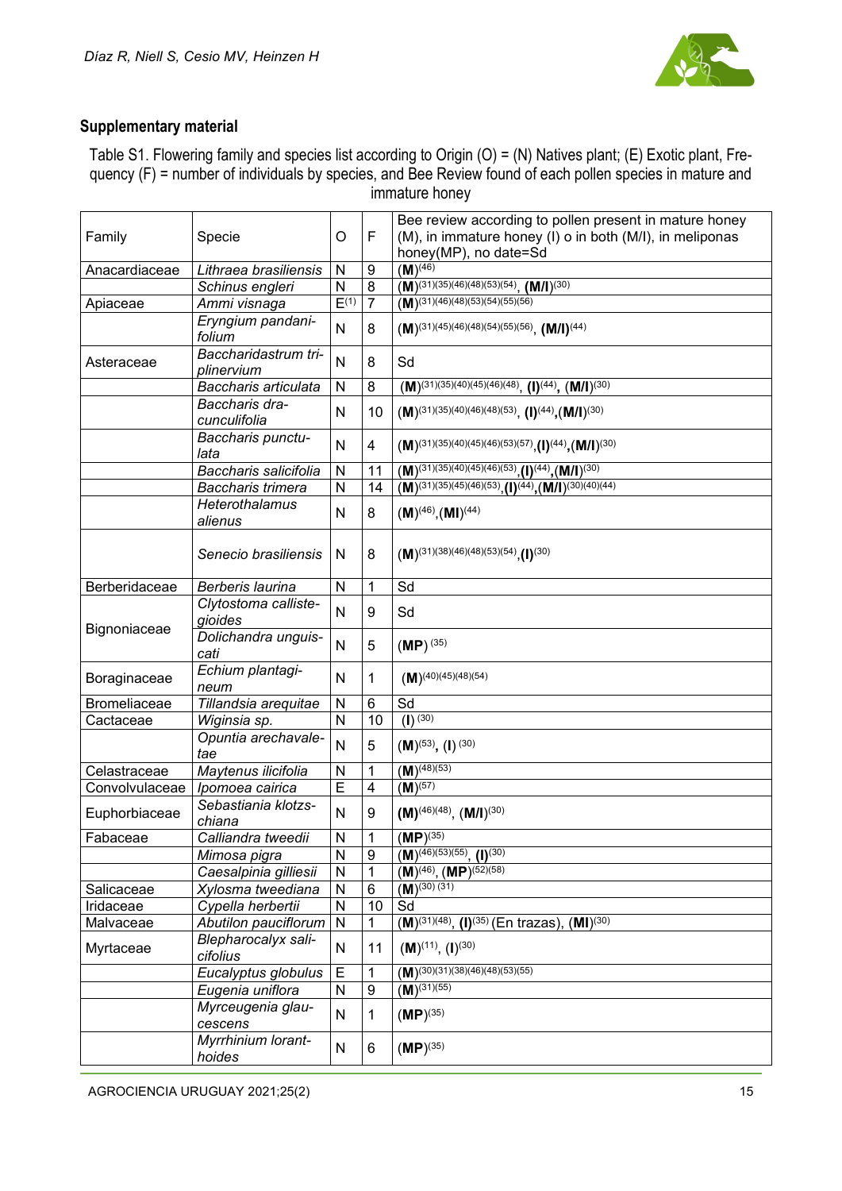## Supplementary material

Table S1. Flowering family and species list according to Origin (O) = (N) Natives plant; (E) Exotic plant, Frequency (F) = number of individuals by species, and Bee Review found of each pollen species in mature and immature honey

| Family | Specie | O | F | Bee review according to pollen present in mature honey (M), in immature honey (I) o in both (M/I), in meliponas honey(MP), no date=Sd |
|---|---|---|---|---|
| Anacardiaceae | *Lithraea brasiliensis* | N | 9 | **(M)**[46] |
| | *Schinus engleri* | N | 8 | **(M)**[31][35][46][48][53][54], **(M/I)**[30] |
| Apiaceae | *Ammi visnaga* | E[1] | 7 | **(M)**[31][46][48][53][54][55][56] |
| | *Eryngium pandanifolium* | N | 8 | **(M)**[31][45][46][48][54][55][56], **(M/I)**[44] |
| Asteraceae | *Baccharidastrum triplinervium* | N | 8 | Sd |
| | *Baccharis articulata* | N | 8 | **(M)**[31][35][40][45][46][48], **(I)**[44], **(M/I)**[30] |
| | *Baccharis dracunculifolia* | N | 10 | **(M)**[31][35][40][46][48][53], **(I)**[44],**(M/I)**[30] |
| | *Baccharis punctulata* | N | 4 | **(M)**[31][35][40][45][46][53][57],**(I)**[44],**(M/I)**[30] |
| | *Baccharis salicifolia* | N | 11 | **(M)**[31][35][40][45][46][53],**(I)**[44],**(M/I)**[30] |
| | *Baccharis trimera* | N | 14 | **(M)**[31][35][45][46][53],**(I)**[44],**(M/I)**[30][40][44] |
| | *Heterothalamus alienus* | N | 8 | **(M)**[46],**(MI)**[44] |
| | *Senecio brasiliensis* | N | 8 | **(M)**[31][38][46][48][53][54],**(I)**[30] |
| Berberidaceae | *Berberis laurina* | N | 1 | Sd |
| Bignoniaceae | *Clytostoma callistegioides* | N | 9 | Sd |
| | *Dolichandra unguis-cati* | N | 5 | **(MP)** [35] |
| Boraginaceae | *Echium plantagineum* | N | 1 | **(M)**[40][45][48][54] |
| Bromeliaceae | *Tillandsia arequitae* | N | 6 | Sd |
| Cactaceae | *Wiginsia sp.* | N | 10 | **(I)** [30] |
| | *Opuntia arechavaletae* | N | 5 | **(M)**[53], **(I)** [30] |
| Celastraceae | *Maytenus ilicifolia* | N | 1 | **(M)**[48][53] |
| Convolvulaceae | *Ipomoea cairica* | E | 4 | **(M)**[57] |
| Euphorbiaceae | *Sebastiania klotzschiana* | N | 9 | **(M)**[46][48], **(M/I)**[30] |
| Fabaceae | *Calliandra tweedii* | N | 1 | **(MP)**[35] |
| | *Mimosa pigra* | N | 9 | **(M)**[46][53][55], **(I)**[30] |
| | *Caesalpinia gilliesii* | N | 1 | **(M)**[46], **(MP)**[52][58] |
| Salicaceae | *Xylosma tweediana* | N | 6 | **(M)**[30] [31] |
| Iridaceae | *Cypella herbertii* | N | 10 | Sd |
| Malvaceae | *Abutilon pauciflorum* | N | 1 | **(M)**[31][48], **(I)**[35] (En trazas), **(MI)**[30] |
| Myrtaceae | *Blepharocalyx salicifolius* | N | 11 | **(M)**[11], **(I)**[30] |
| | *Eucalyptus globulus* | E | 1 | **(M)**[30][31][38][46][48][53][55] |
| | *Eugenia uniflora* | N | 9 | **(M)**[31][55] |
| | *Myrceugenia glaucescens* | N | 1 | **(MP)**[35] |
| | *Myrrhinium lorantholdes* | N | 6 | **(MP)**[35] |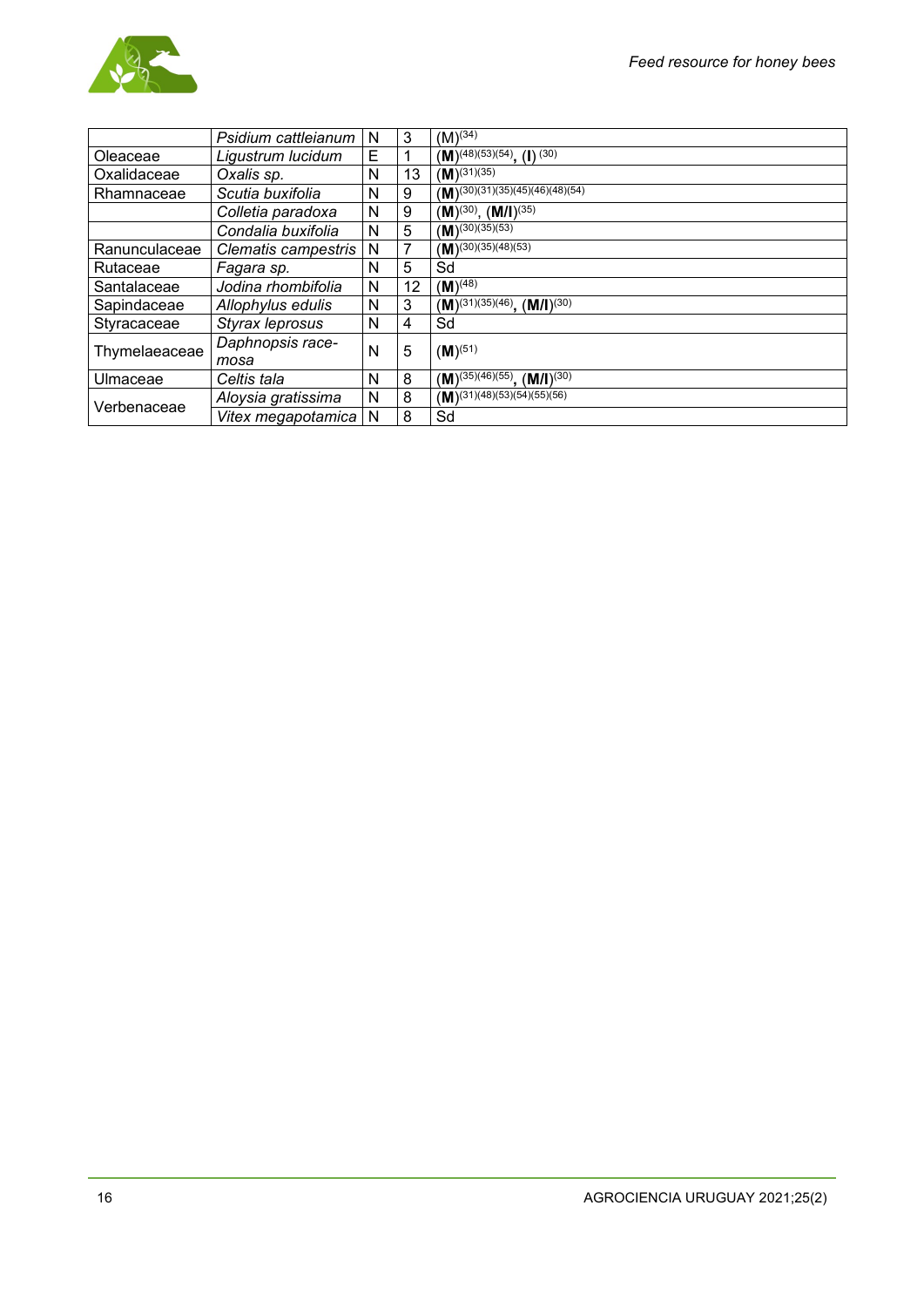| | | | | |
|---|---|---|---|---|
| | *Psidium cattleianum* | N | 3 | (M)[34] |
| Oleaceae | *Ligustrum lucidum* | E | 1 | (**M**)[48][53][54], (**I**)[30] |
| Oxalidaceae | *Oxalis sp.* | N | 13 | (**M**)[31][35] |
| Rhamnaceae | *Scutia buxifolia* | N | 9 | (**M**)[30][31][35][45][46][48][54] |
| | *Colletia paradoxa* | N | 9 | (**M**)[30], (**M/I**)[35] |
| | *Condalia buxifolia* | N | 5 | (**M**)[30][35][53] |
| Ranunculaceae | *Clematis campestris* | N | 7 | (**M**)[30][35][48][53] |
| Rutaceae | *Fagara sp.* | N | 5 | Sd |
| Santalaceae | *Jodina rhombifolia* | N | 12 | (**M**)[48] |
| Sapindaceae | *Allophylus edulis* | N | 3 | (**M**)[31][35][46], (**M/I**)[30] |
| Styracaceae | *Styrax leprosus* | N | 4 | Sd |
| Thymelaeaceae | *Daphnopsis race-mosa* | N | 5 | (**M**)[51] |
| Ulmaceae | *Celtis tala* | N | 8 | (**M**)[35][46][55], (**M/I**)[30] |
| Verbenaceae | *Aloysia gratissima* | N | 8 | (**M**)[31][48][53][54][55][56] |
| | *Vitex megapotamica* | N | 8 | Sd |